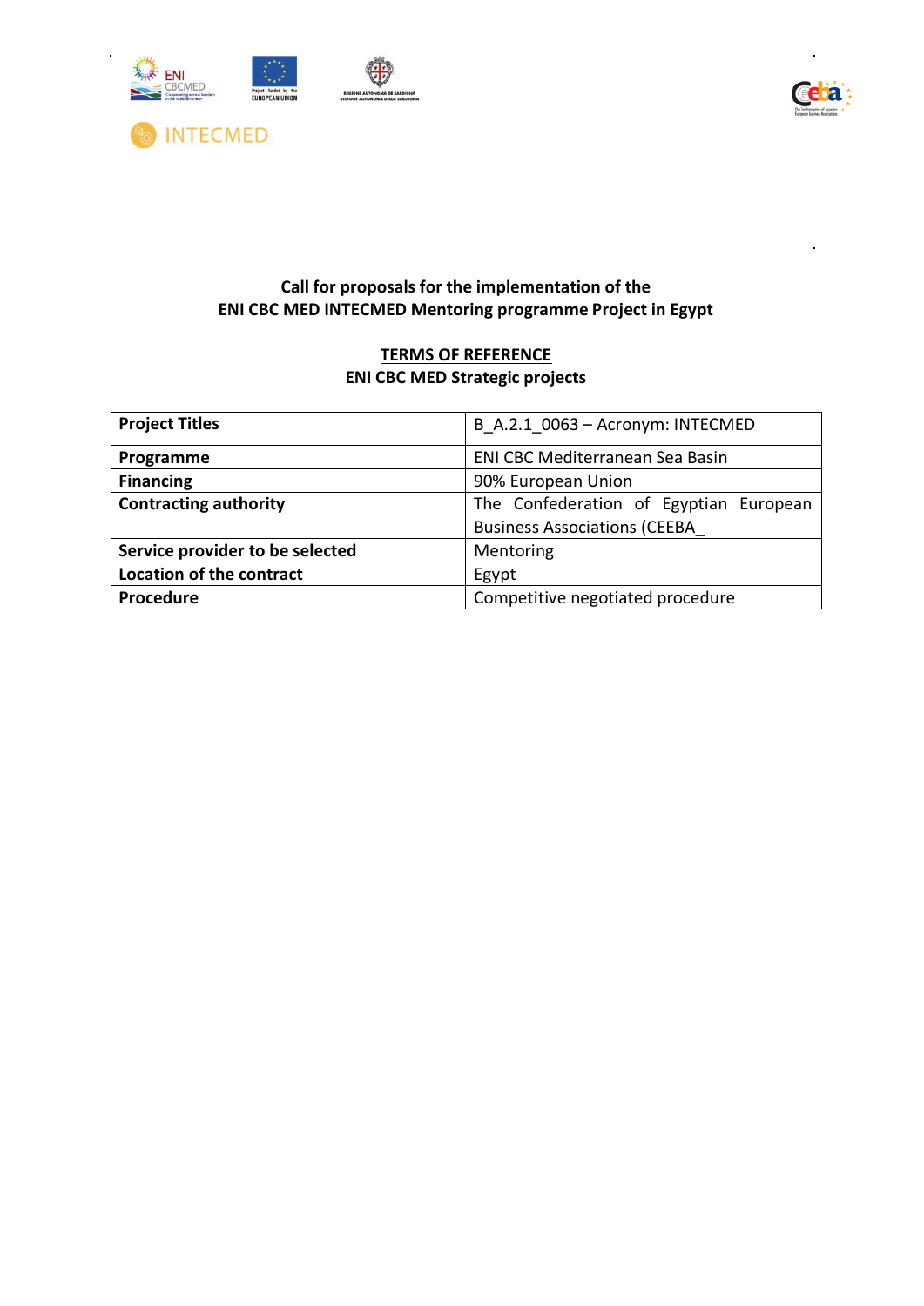INTECMED

**Call for proposals for the implementation of the**
**ENI CBC MED INTECMED Mentoring programme Project in Egypt**

**TERMS OF REFERENCE**
**ENI CBC MED Strategic projects**

| **Project Titles** | B_A.2.1_0063 – Acronym: INTECMED |
|---|---|
| **Programme** | ENI CBC Mediterranean Sea Basin |
| **Financing** | 90% European Union |
| **Contracting authority** | The Confederation of Egyptian European Business Associations (CEEBA_ |
| **Service provider to be selected** | Mentoring |
| **Location of the contract** | Egypt |
| **Procedure** | Competitive negotiated procedure |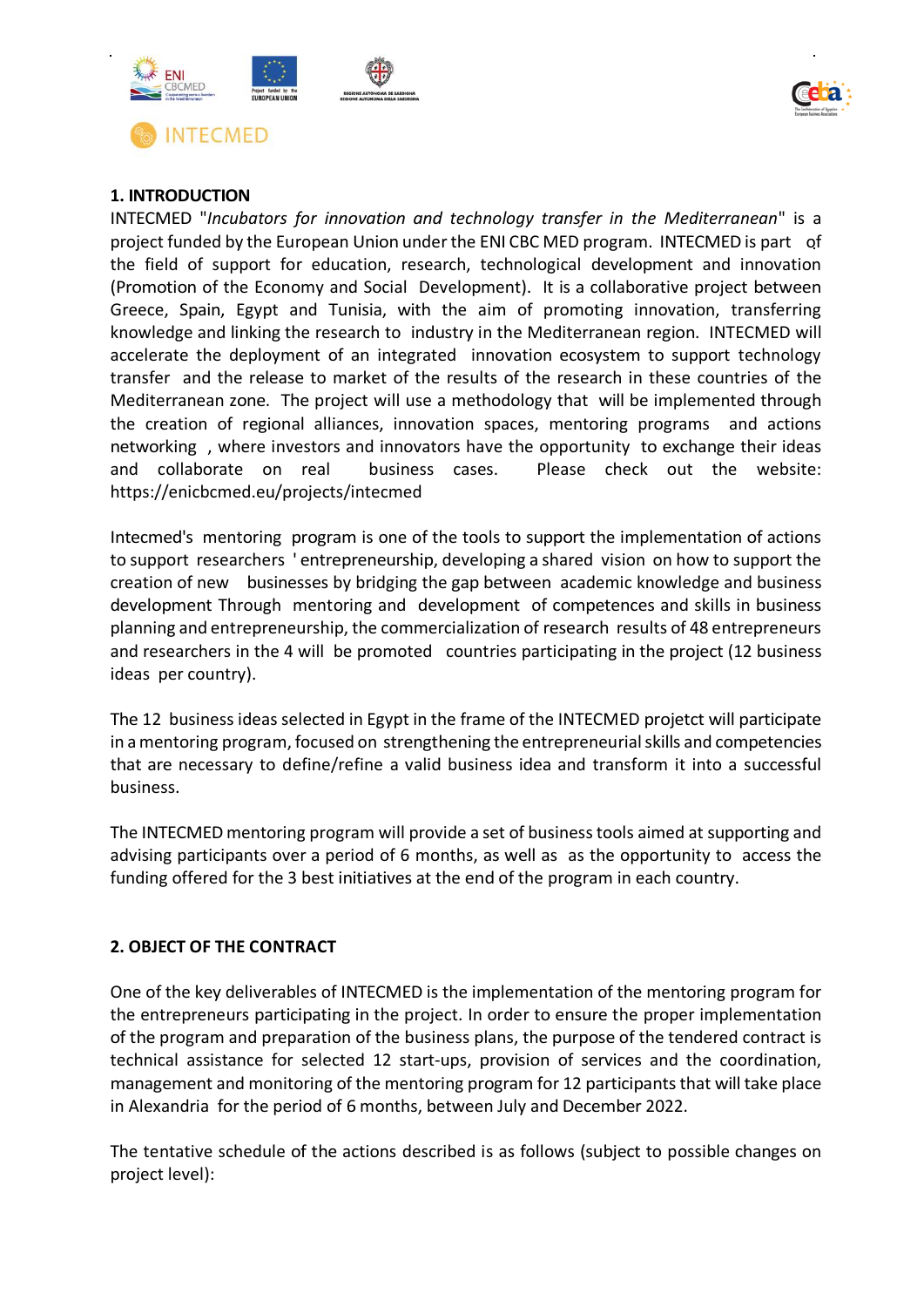## 1. INTRODUCTION

INTECMED "*Incubators for innovation and technology transfer in the Mediterranean*" is a project funded by the European Union under the ENI CBC MED program. INTECMED is part of the field of support for education, research, technological development and innovation (Promotion of the Economy and Social Development). It is a collaborative project between Greece, Spain, Egypt and Tunisia, with the aim of promoting innovation, transferring knowledge and linking the research to industry in the Mediterranean region. INTECMED will accelerate the deployment of an integrated innovation ecosystem to support technology transfer and the release to market of the results of the research in these countries of the Mediterranean zone. The project will use a methodology that will be implemented through the creation of regional alliances, innovation spaces, mentoring programs and actions networking , where investors and innovators have the opportunity to exchange their ideas and collaborate on real business cases. Please check out the website: https://enicbcmed.eu/projects/intecmed

Intecmed's mentoring program is one of the tools to support the implementation of actions to support researchers ' entrepreneurship, developing a shared vision on how to support the creation of new businesses by bridging the gap between academic knowledge and business development Through mentoring and development of competences and skills in business planning and entrepreneurship, the commercialization of research results of 48 entrepreneurs and researchers in the 4 will be promoted countries participating in the project (12 business ideas per country).

The 12 business ideas selected in Egypt in the frame of the INTECMED projetct will participate in a mentoring program, focused on strengthening the entrepreneurial skills and competencies that are necessary to define/refine a valid business idea and transform it into a successful business.

The INTECMED mentoring program will provide a set of business tools aimed at supporting and advising participants over a period of 6 months, as well as as the opportunity to access the funding offered for the 3 best initiatives at the end of the program in each country.

## 2. OBJECT OF THE CONTRACT

One of the key deliverables of INTECMED is the implementation of the mentoring program for the entrepreneurs participating in the project. In order to ensure the proper implementation of the program and preparation of the business plans, the purpose of the tendered contract is technical assistance for selected 12 start-ups, provision of services and the coordination, management and monitoring of the mentoring program for 12 participants that will take place in Alexandria for the period of 6 months, between July and December 2022.

The tentative schedule of the actions described is as follows (subject to possible changes on project level):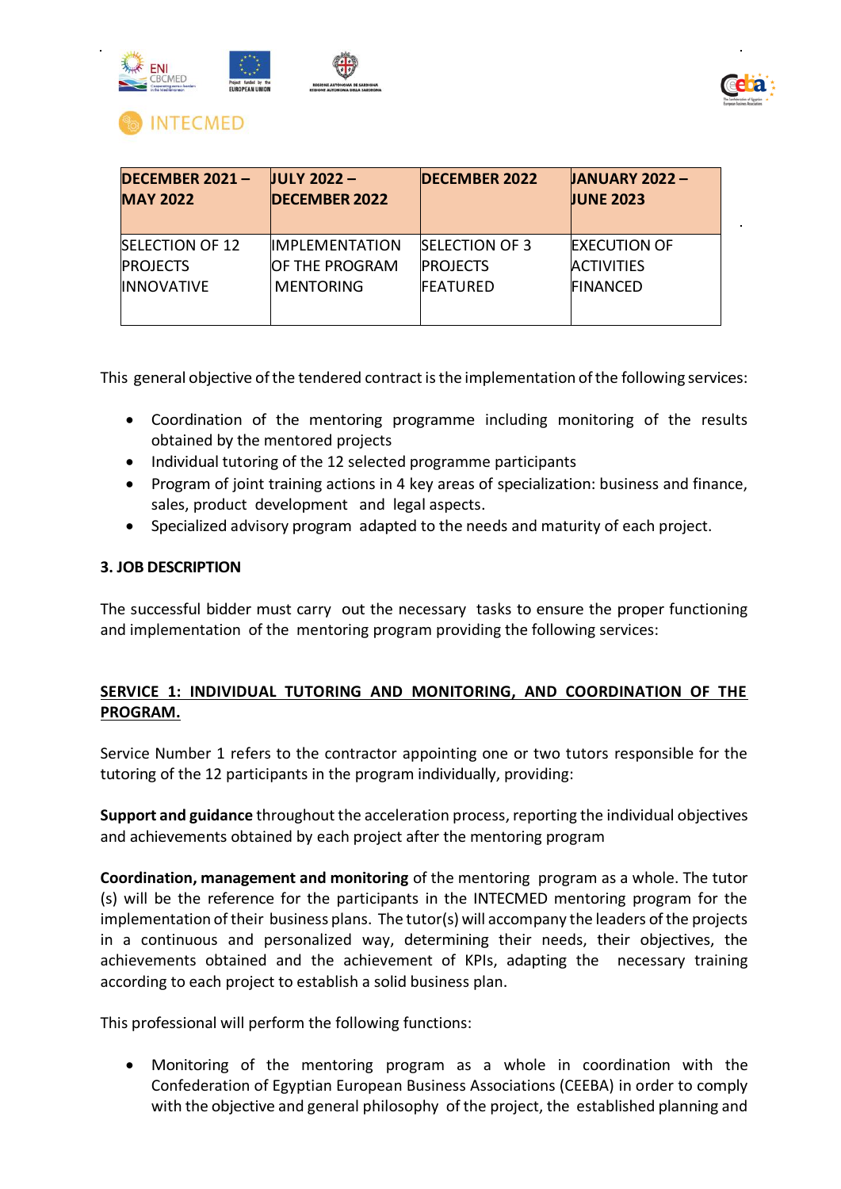| DECEMBER 2021 – MAY 2022 | JULY 2022 – DECEMBER 2022 | DECEMBER 2022 | JANUARY 2022 – JUNE 2023 |
|---|---|---|---|
| SELECTION OF 12 PROJECTS INNOVATIVE | IMPLEMENTATION OF THE PROGRAM MENTORING | SELECTION OF 3 PROJECTS FEATURED | EXECUTION OF ACTIVITIES FINANCED |

This general objective of the tendered contract is the implementation of the following services:

- Coordination of the mentoring programme including monitoring of the results obtained by the mentored projects
- Individual tutoring of the 12 selected programme participants
- Program of joint training actions in 4 key areas of specialization: business and finance, sales, product development and legal aspects.
- Specialized advisory program adapted to the needs and maturity of each project.

**3. JOB DESCRIPTION**

The successful bidder must carry out the necessary tasks to ensure the proper functioning and implementation of the mentoring program providing the following services:

**SERVICE 1: INDIVIDUAL TUTORING AND MONITORING, AND COORDINATION OF THE PROGRAM.**

Service Number 1 refers to the contractor appointing one or two tutors responsible for the tutoring of the 12 participants in the program individually, providing:

**Support and guidance** throughout the acceleration process, reporting the individual objectives and achievements obtained by each project after the mentoring program

**Coordination, management and monitoring** of the mentoring program as a whole. The tutor (s) will be the reference for the participants in the INTECMED mentoring program for the implementation of their business plans. The tutor(s) will accompany the leaders of the projects in a continuous and personalized way, determining their needs, their objectives, the achievements obtained and the achievement of KPIs, adapting the necessary training according to each project to establish a solid business plan.

This professional will perform the following functions:

- Monitoring of the mentoring program as a whole in coordination with the Confederation of Egyptian European Business Associations (CEEBA) in order to comply with the objective and general philosophy of the project, the established planning and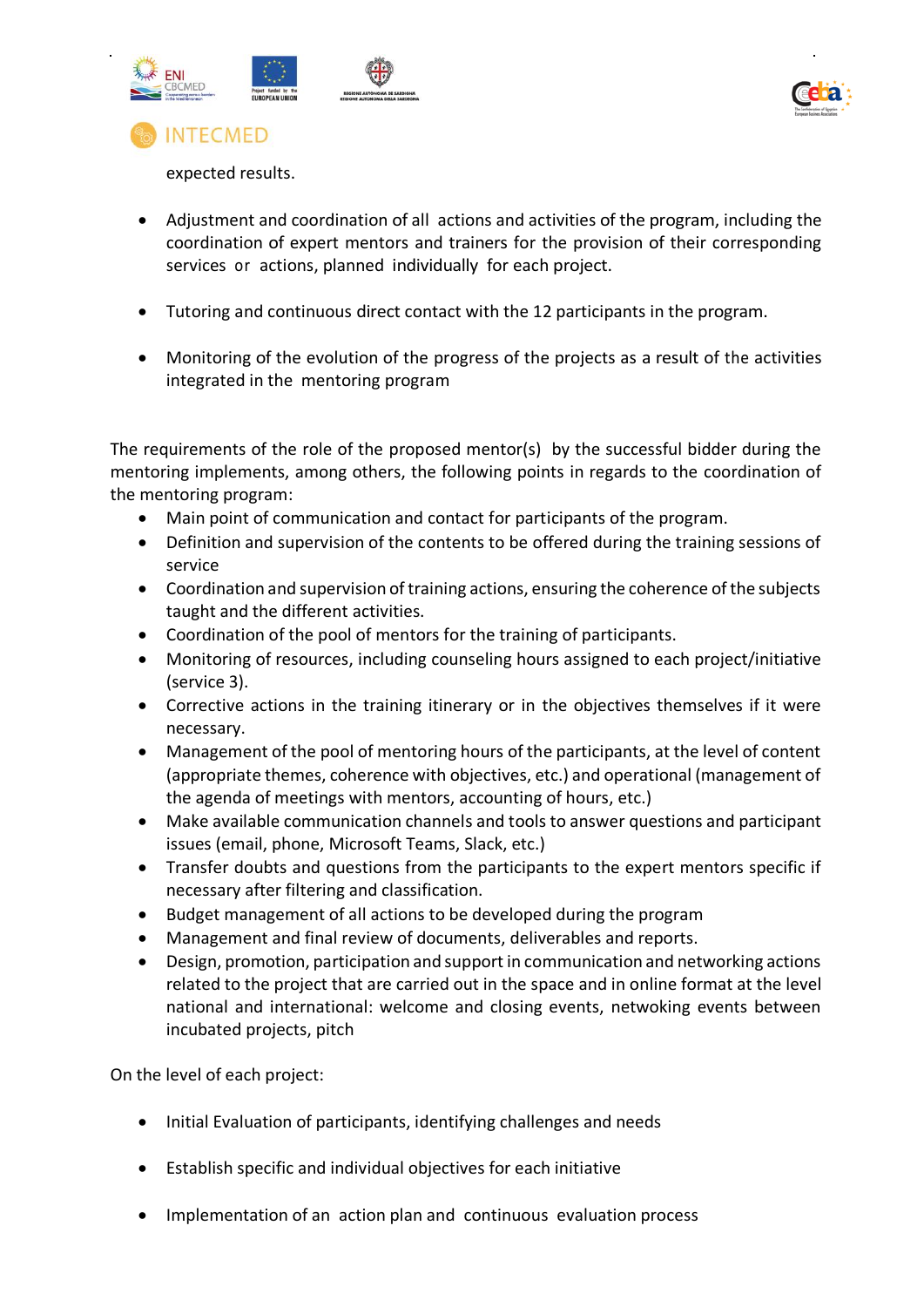expected results.

- Adjustment and coordination of all actions and activities of the program, including the coordination of expert mentors and trainers for the provision of their corresponding services or actions, planned individually for each project.

- Tutoring and continuous direct contact with the 12 participants in the program.

- Monitoring of the evolution of the progress of the projects as a result of the activities integrated in the mentoring program

The requirements of the role of the proposed mentor(s) by the successful bidder during the mentoring implements, among others, the following points in regards to the coordination of the mentoring program:

- Main point of communication and contact for participants of the program.
- Definition and supervision of the contents to be offered during the training sessions of service
- Coordination and supervision of training actions, ensuring the coherence of the subjects taught and the different activities.
- Coordination of the pool of mentors for the training of participants.
- Monitoring of resources, including counseling hours assigned to each project/initiative (service 3).
- Corrective actions in the training itinerary or in the objectives themselves if it were necessary.
- Management of the pool of mentoring hours of the participants, at the level of content (appropriate themes, coherence with objectives, etc.) and operational (management of the agenda of meetings with mentors, accounting of hours, etc.)
- Make available communication channels and tools to answer questions and participant issues (email, phone, Microsoft Teams, Slack, etc.)
- Transfer doubts and questions from the participants to the expert mentors specific if necessary after filtering and classification.
- Budget management of all actions to be developed during the program
- Management and final review of documents, deliverables and reports.
- Design, promotion, participation and support in communication and networking actions related to the project that are carried out in the space and in online format at the level national and international: welcome and closing events, netwoking events between incubated projects, pitch

On the level of each project:

- Initial Evaluation of participants, identifying challenges and needs

- Establish specific and individual objectives for each initiative

- Implementation of an action plan and continuous evaluation process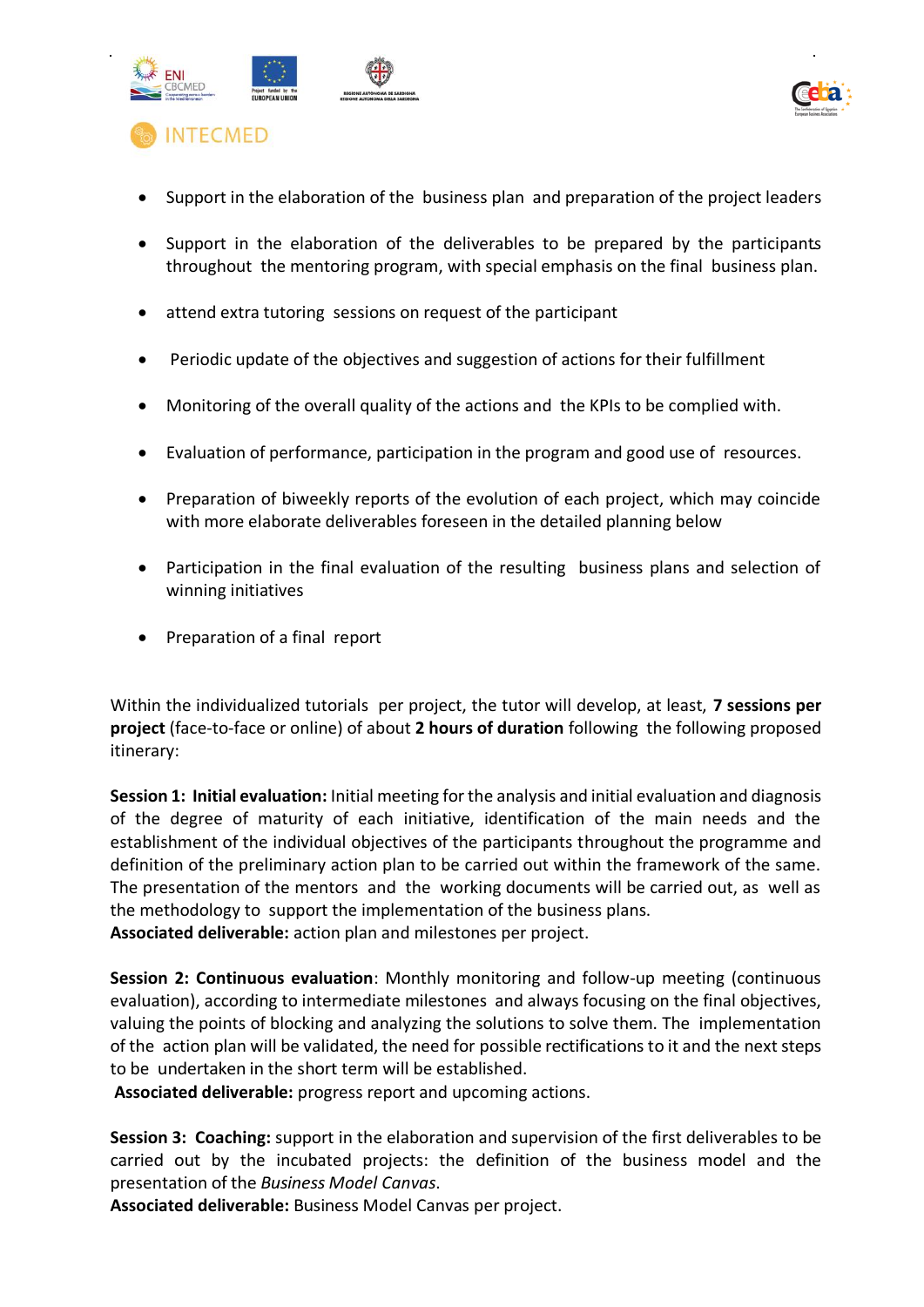- Support in the elaboration of the business plan and preparation of the project leaders
- Support in the elaboration of the deliverables to be prepared by the participants throughout the mentoring program, with special emphasis on the final business plan.
- attend extra tutoring sessions on request of the participant
- Periodic update of the objectives and suggestion of actions for their fulfillment
- Monitoring of the overall quality of the actions and the KPIs to be complied with.
- Evaluation of performance, participation in the program and good use of resources.
- Preparation of biweekly reports of the evolution of each project, which may coincide with more elaborate deliverables foreseen in the detailed planning below
- Participation in the final evaluation of the resulting business plans and selection of winning initiatives
- Preparation of a final report

Within the individualized tutorials per project, the tutor will develop, at least, **7 sessions per project** (face-to-face or online) of about **2 hours of duration** following the following proposed itinerary:

**Session 1: Initial evaluation:** Initial meeting for the analysis and initial evaluation and diagnosis of the degree of maturity of each initiative, identification of the main needs and the establishment of the individual objectives of the participants throughout the programme and definition of the preliminary action plan to be carried out within the framework of the same. The presentation of the mentors and the working documents will be carried out, as well as the methodology to support the implementation of the business plans.
**Associated deliverable:** action plan and milestones per project.

**Session 2: Continuous evaluation**: Monthly monitoring and follow-up meeting (continuous evaluation), according to intermediate milestones and always focusing on the final objectives, valuing the points of blocking and analyzing the solutions to solve them. The implementation of the action plan will be validated, the need for possible rectifications to it and the next steps to be undertaken in the short term will be established.
**Associated deliverable:** progress report and upcoming actions.

**Session 3: Coaching:** support in the elaboration and supervision of the first deliverables to be carried out by the incubated projects: the definition of the business model and the presentation of the *Business Model Canvas*.
**Associated deliverable:** Business Model Canvas per project.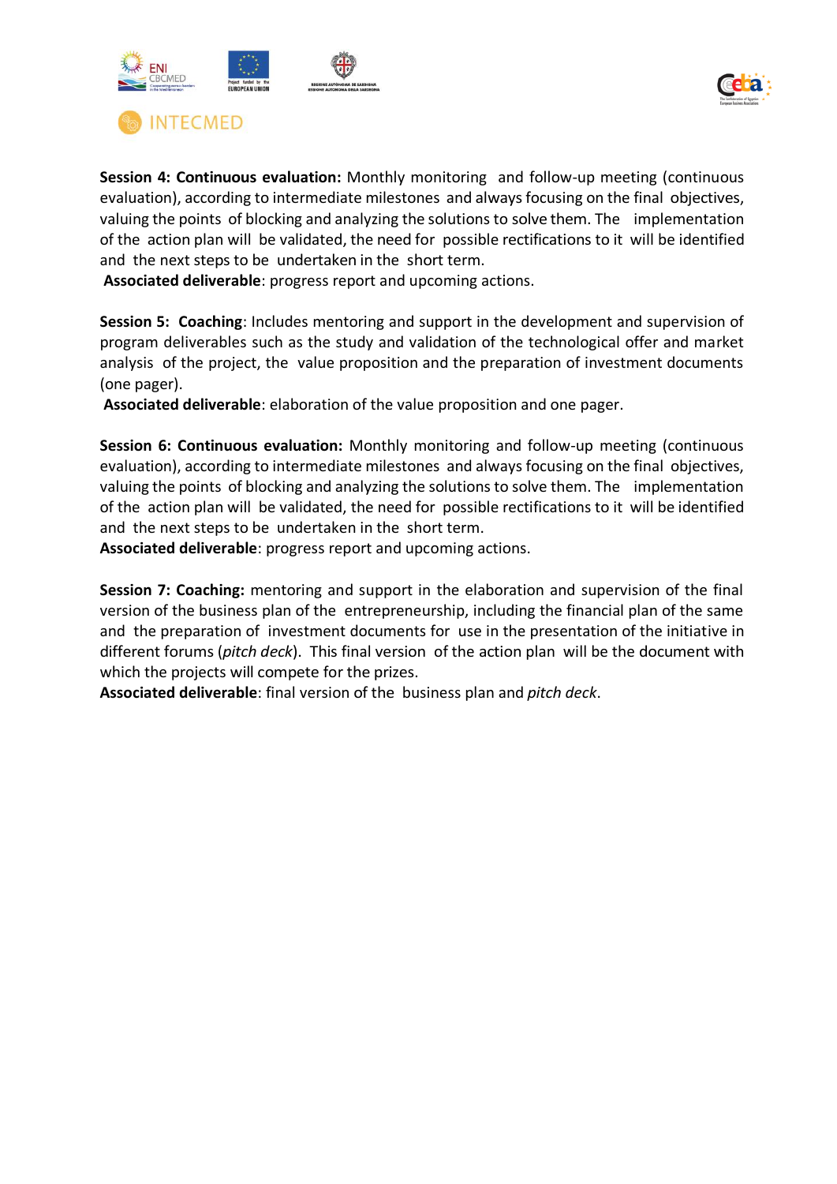**Session 4: Continuous evaluation:** Monthly monitoring and follow-up meeting (continuous evaluation), according to intermediate milestones and always focusing on the final objectives, valuing the points of blocking and analyzing the solutions to solve them. The implementation of the action plan will be validated, the need for possible rectifications to it will be identified and the next steps to be undertaken in the short term.

**Associated deliverable**: progress report and upcoming actions.

**Session 5: Coaching**: Includes mentoring and support in the development and supervision of program deliverables such as the study and validation of the technological offer and market analysis of the project, the value proposition and the preparation of investment documents (one pager).

**Associated deliverable**: elaboration of the value proposition and one pager.

**Session 6: Continuous evaluation:** Monthly monitoring and follow-up meeting (continuous evaluation), according to intermediate milestones and always focusing on the final objectives, valuing the points of blocking and analyzing the solutions to solve them. The implementation of the action plan will be validated, the need for possible rectifications to it will be identified and the next steps to be undertaken in the short term.

**Associated deliverable**: progress report and upcoming actions.

**Session 7: Coaching:** mentoring and support in the elaboration and supervision of the final version of the business plan of the entrepreneurship, including the financial plan of the same and the preparation of investment documents for use in the presentation of the initiative in different forums (*pitch deck*). This final version of the action plan will be the document with which the projects will compete for the prizes.

**Associated deliverable**: final version of the business plan and *pitch deck*.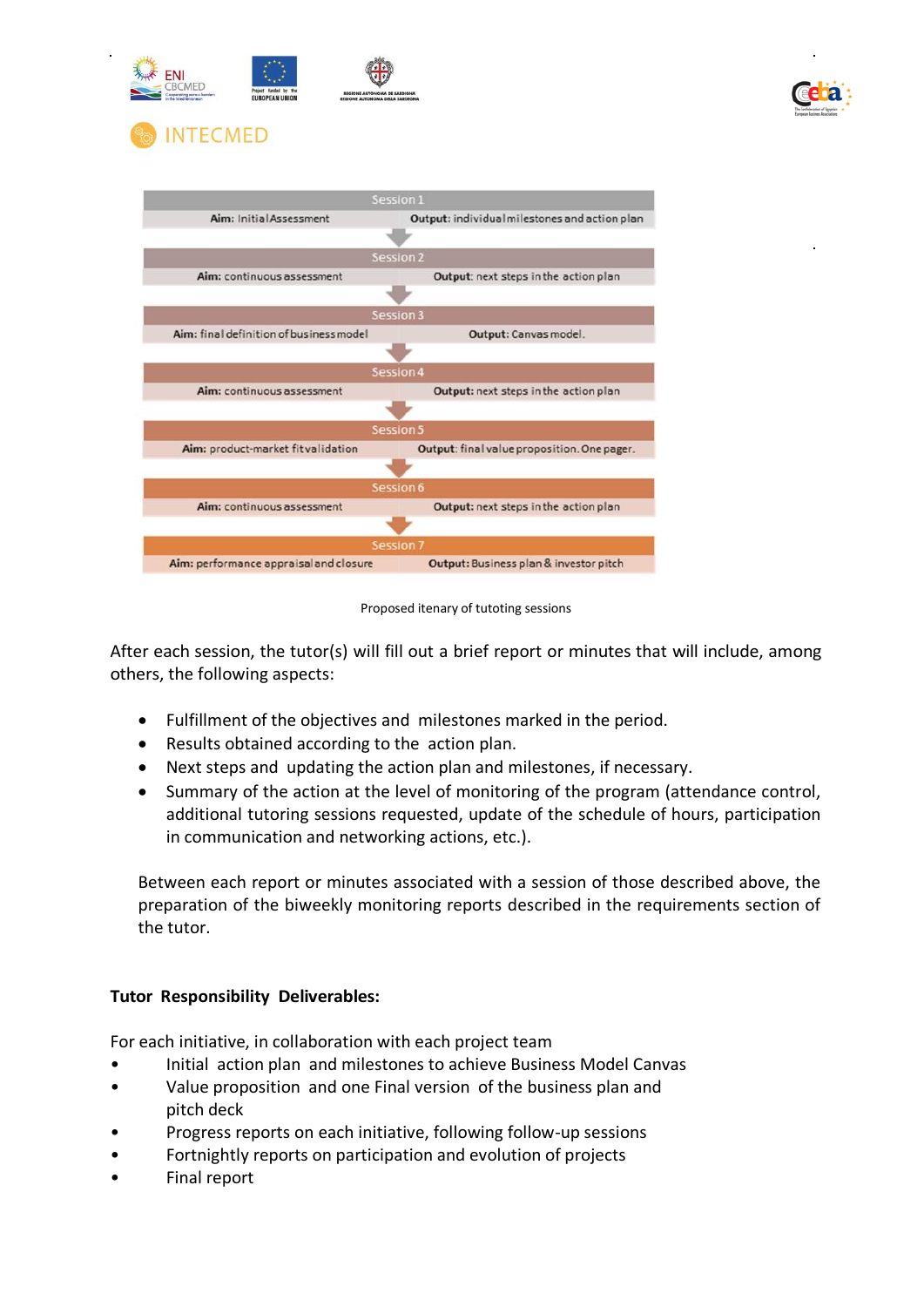| Session | Aim | Output |
| --- | --- | --- |
| Session 1 | Aim: Initial Assessment | Output: individual milestones and action plan |
| Session 2 | Aim: continuous assessment | Output: next steps in the action plan |
| Session 3 | Aim: final definition of business model | Output: Canvas model. |
| Session 4 | Aim: continuous assessment | Output: next steps in the action plan |
| Session 5 | Aim: product-market fit validation | Output: final value proposition. One pager. |
| Session 6 | Aim: continuous assessment | Output: next steps in the action plan |
| Session 7 | Aim: performance appraisal and closure | Output: Business plan & investor pitch |

Proposed itenary of tutoting sessions

After each session, the tutor(s) will fill out a brief report or minutes that will include, among others, the following aspects:

- Fulfillment of the objectives and milestones marked in the period.
- Results obtained according to the action plan.
- Next steps and updating the action plan and milestones, if necessary.
- Summary of the action at the level of monitoring of the program (attendance control, additional tutoring sessions requested, update of the schedule of hours, participation in communication and networking actions, etc.).

Between each report or minutes associated with a session of those described above, the preparation of the biweekly monitoring reports described in the requirements section of the tutor.

**Tutor Responsibility Deliverables:**

For each initiative, in collaboration with each project team

- Initial action plan and milestones to achieve Business Model Canvas
- Value proposition and one Final version of the business plan and pitch deck
- Progress reports on each initiative, following follow-up sessions
- Fortnightly reports on participation and evolution of projects
- Final report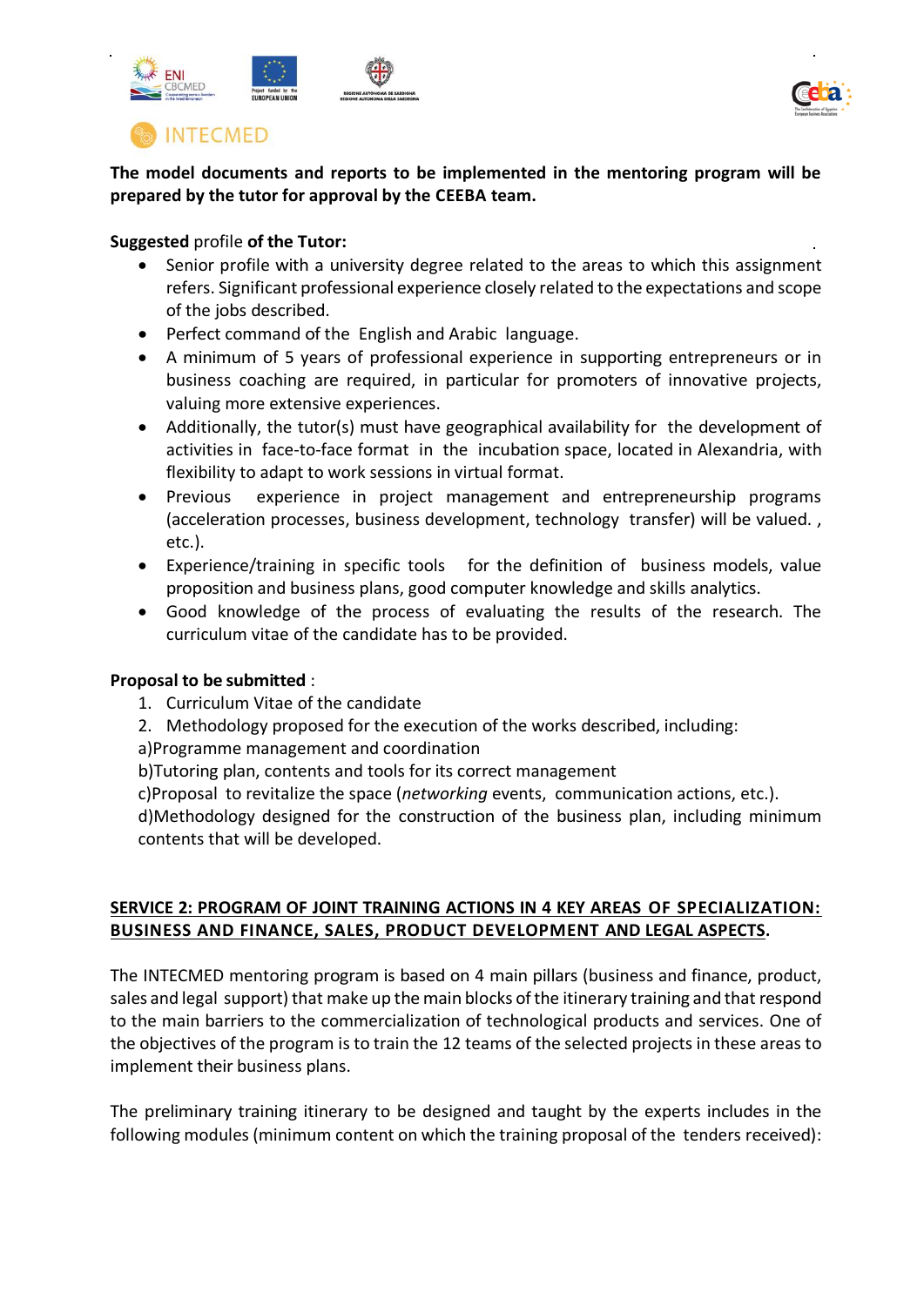**The model documents and reports to be implemented in the mentoring program will be prepared by the tutor for approval by the CEEBA team.**

**Suggested** profile **of the Tutor:**

- Senior profile with a university degree related to the areas to which this assignment refers. Significant professional experience closely related to the expectations and scope of the jobs described.
- Perfect command of the English and Arabic language.
- A minimum of 5 years of professional experience in supporting entrepreneurs or in business coaching are required, in particular for promoters of innovative projects, valuing more extensive experiences.
- Additionally, the tutor(s) must have geographical availability for the development of activities in face-to-face format in the incubation space, located in Alexandria, with flexibility to adapt to work sessions in virtual format.
- Previous experience in project management and entrepreneurship programs (acceleration processes, business development, technology transfer) will be valued. , etc.).
- Experience/training in specific tools for the definition of business models, value proposition and business plans, good computer knowledge and skills analytics.
- Good knowledge of the process of evaluating the results of the research. The curriculum vitae of the candidate has to be provided.

**Proposal to be submitted** :

1. Curriculum Vitae of the candidate
2. Methodology proposed for the execution of the works described, including:

a)Programme management and coordination

b)Tutoring plan, contents and tools for its correct management

c)Proposal to revitalize the space (*networking* events, communication actions, etc.).

d)Methodology designed for the construction of the business plan, including minimum contents that will be developed.

## <u>SERVICE 2: PROGRAM OF JOINT TRAINING ACTIONS IN 4 KEY AREAS OF SPECIALIZATION: BUSINESS AND FINANCE, SALES, PRODUCT DEVELOPMENT AND LEGAL ASPECTS</u>.

The INTECMED mentoring program is based on 4 main pillars (business and finance, product, sales and legal support) that make up the main blocks of the itinerary training and that respond to the main barriers to the commercialization of technological products and services. One of the objectives of the program is to train the 12 teams of the selected projects in these areas to implement their business plans.

The preliminary training itinerary to be designed and taught by the experts includes in the following modules (minimum content on which the training proposal of the tenders received):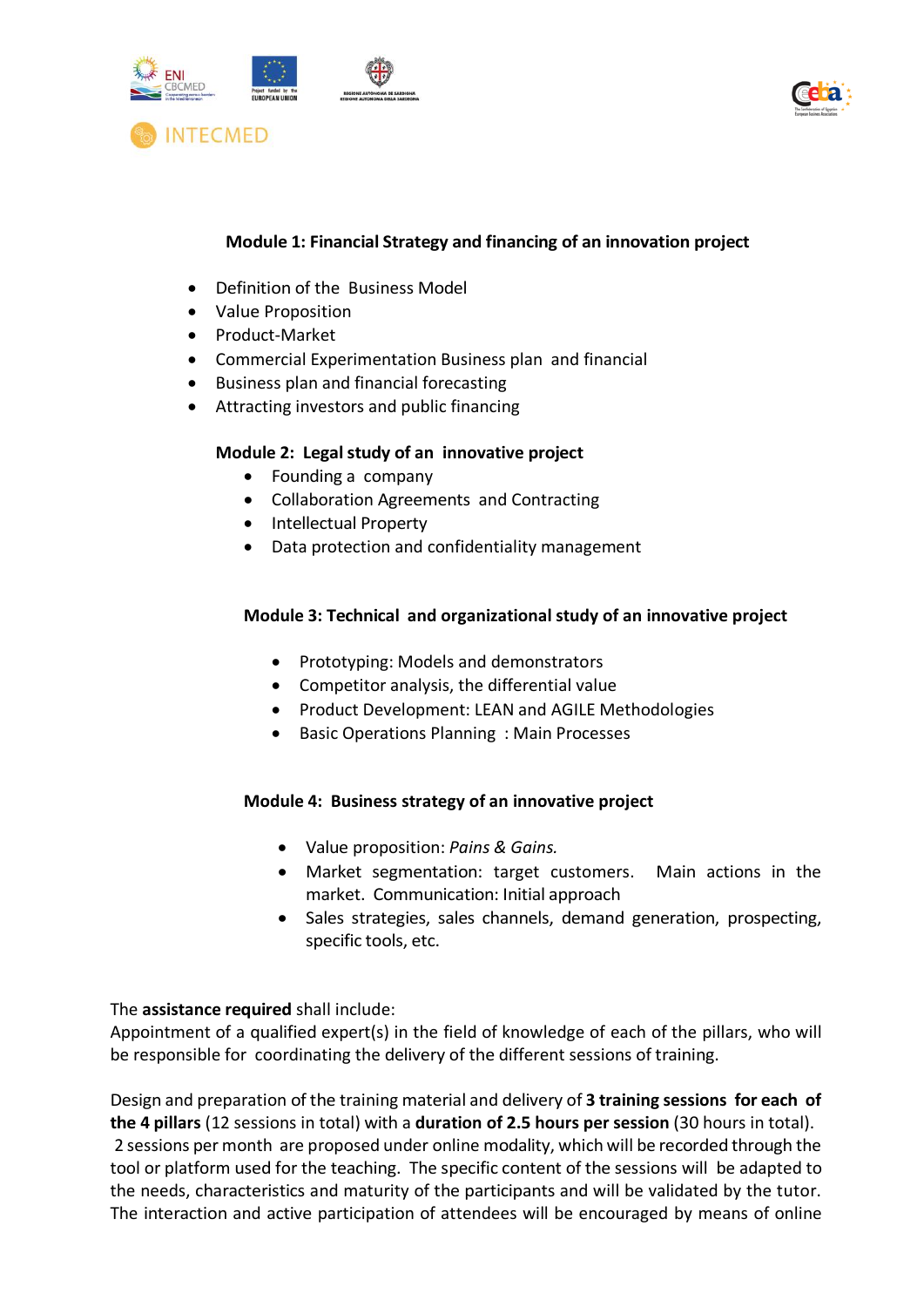**Module 1: Financial Strategy and financing of an innovation project**

- Definition of the Business Model
- Value Proposition
- Product-Market
- Commercial Experimentation Business plan and financial
- Business plan and financial forecasting
- Attracting investors and public financing

**Module 2: Legal study of an innovative project**

- Founding a company
- Collaboration Agreements and Contracting
- Intellectual Property
- Data protection and confidentiality management

**Module 3: Technical and organizational study of an innovative project**

- Prototyping: Models and demonstrators
- Competitor analysis, the differential value
- Product Development: LEAN and AGILE Methodologies
- Basic Operations Planning : Main Processes

**Module 4: Business strategy of an innovative project**

- Value proposition: *Pains & Gains.*
- Market segmentation: target customers. Main actions in the market. Communication: Initial approach
- Sales strategies, sales channels, demand generation, prospecting, specific tools, etc.

The **assistance required** shall include:
Appointment of a qualified expert(s) in the field of knowledge of each of the pillars, who will be responsible for coordinating the delivery of the different sessions of training.

Design and preparation of the training material and delivery of **3 training sessions for each of the 4 pillars** (12 sessions in total) with a **duration of 2.5 hours per session** (30 hours in total). 2 sessions per month are proposed under online modality, which will be recorded through the tool or platform used for the teaching. The specific content of the sessions will be adapted to the needs, characteristics and maturity of the participants and will be validated by the tutor. The interaction and active participation of attendees will be encouraged by means of online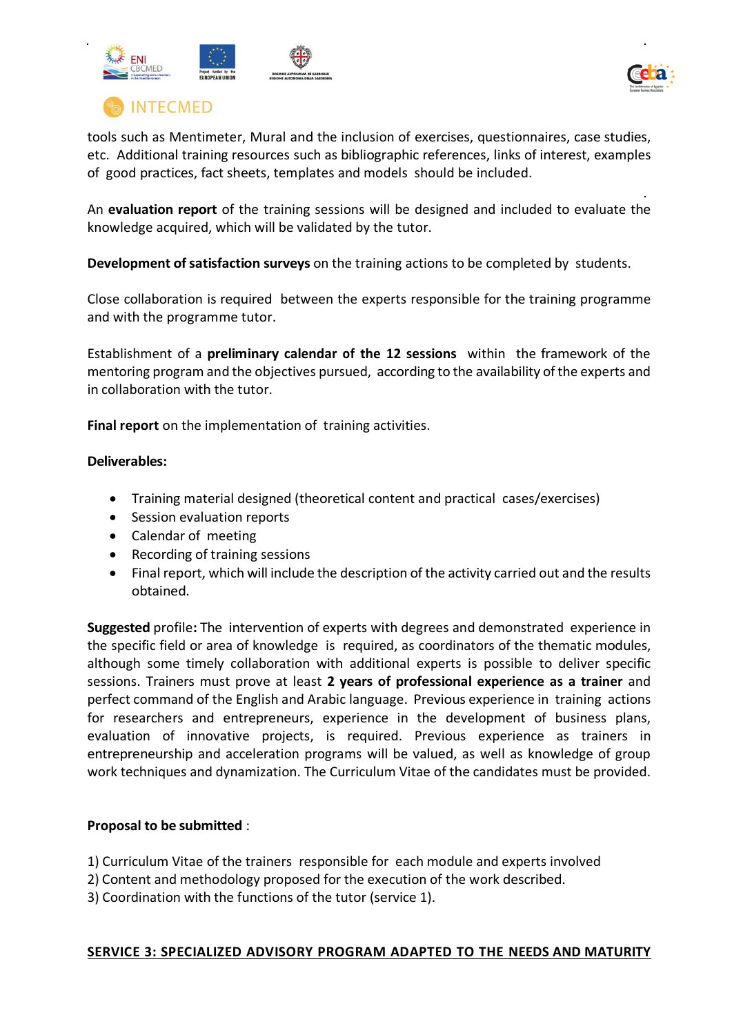tools such as Mentimeter, Mural and the inclusion of exercises, questionnaires, case studies, etc. Additional training resources such as bibliographic references, links of interest, examples of good practices, fact sheets, templates and models should be included.

An **evaluation report** of the training sessions will be designed and included to evaluate the knowledge acquired, which will be validated by the tutor.

**Development of satisfaction surveys** on the training actions to be completed by students.

Close collaboration is required between the experts responsible for the training programme and with the programme tutor.

Establishment of a **preliminary calendar of the 12 sessions** within the framework of the mentoring program and the objectives pursued, according to the availability of the experts and in collaboration with the tutor.

**Final report** on the implementation of training activities.

**Deliverables:**

- Training material designed (theoretical content and practical cases/exercises)
- Session evaluation reports
- Calendar of meeting
- Recording of training sessions
- Final report, which will include the description of the activity carried out and the results obtained.

**Suggested** profile**:** The intervention of experts with degrees and demonstrated experience in the specific field or area of knowledge is required, as coordinators of the thematic modules, although some timely collaboration with additional experts is possible to deliver specific sessions. Trainers must prove at least **2 years of professional experience as a trainer** and perfect command of the English and Arabic language. Previous experience in training actions for researchers and entrepreneurs, experience in the development of business plans, evaluation of innovative projects, is required. Previous experience as trainers in entrepreneurship and acceleration programs will be valued, as well as knowledge of group work techniques and dynamization. The Curriculum Vitae of the candidates must be provided.

**Proposal to be submitted** :

1) Curriculum Vitae of the trainers responsible for each module and experts involved
2) Content and methodology proposed for the execution of the work described.
3) Coordination with the functions of the tutor (service 1).

## SERVICE 3: SPECIALIZED ADVISORY PROGRAM ADAPTED TO THE NEEDS AND MATURITY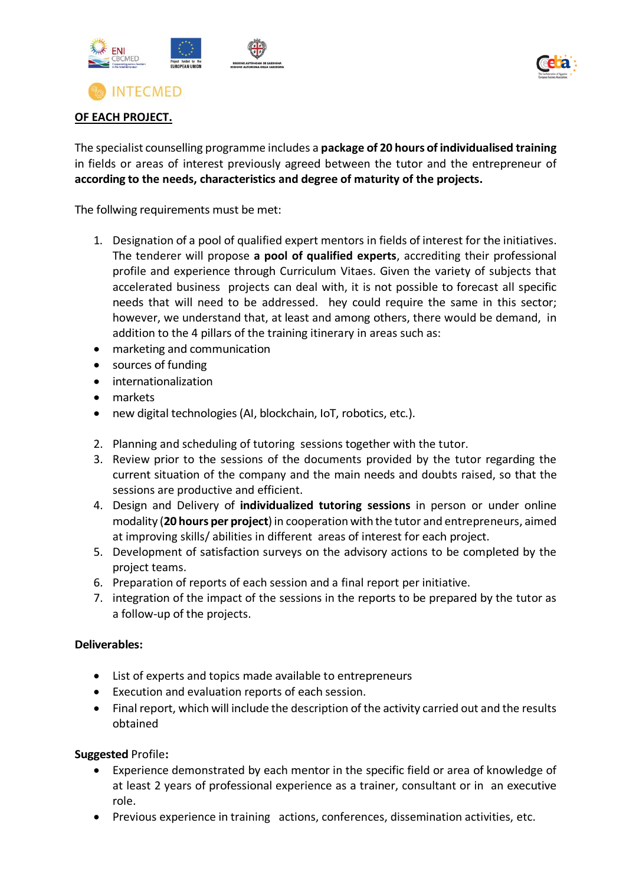**OF EACH PROJECT.**

The specialist counselling programme includes a **package of 20 hours of individualised training** in fields or areas of interest previously agreed between the tutor and the entrepreneur of **according to the needs, characteristics and degree of maturity of the projects.**

The follwing requirements must be met:

1. Designation of a pool of qualified expert mentors in fields of interest for the initiatives. The tenderer will propose **a pool of qualified experts**, accrediting their professional profile and experience through Curriculum Vitaes. Given the variety of subjects that accelerated business projects can deal with, it is not possible to forecast all specific needs that will need to be addressed. hey could require the same in this sector; however, we understand that, at least and among others, there would be demand, in addition to the 4 pillars of the training itinerary in areas such as:

- marketing and communication
- sources of funding
- internationalization
- markets
- new digital technologies (AI, blockchain, IoT, robotics, etc.).

2. Planning and scheduling of tutoring sessions together with the tutor.
3. Review prior to the sessions of the documents provided by the tutor regarding the current situation of the company and the main needs and doubts raised, so that the sessions are productive and efficient.
4. Design and Delivery of **individualized tutoring sessions** in person or under online modality (**20 hours per project**) in cooperation with the tutor and entrepreneurs, aimed at improving skills/ abilities in different areas of interest for each project.
5. Development of satisfaction surveys on the advisory actions to be completed by the project teams.
6. Preparation of reports of each session and a final report per initiative.
7. integration of the impact of the sessions in the reports to be prepared by the tutor as a follow-up of the projects.

**Deliverables:**

- List of experts and topics made available to entrepreneurs
- Execution and evaluation reports of each session.
- Final report, which will include the description of the activity carried out and the results obtained

**Suggested** Profile**:**

- Experience demonstrated by each mentor in the specific field or area of knowledge of at least 2 years of professional experience as a trainer, consultant or in an executive role.
- Previous experience in training actions, conferences, dissemination activities, etc.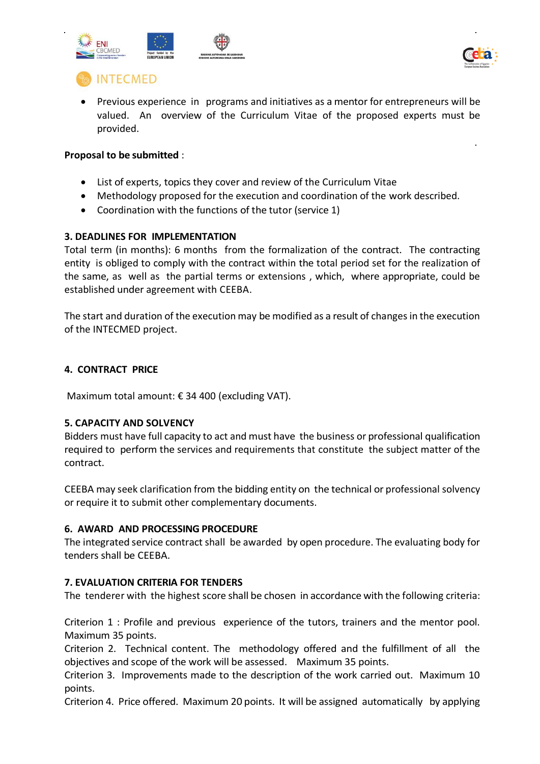- Previous experience in programs and initiatives as a mentor for entrepreneurs will be valued. An overview of the Curriculum Vitae of the proposed experts must be provided.

**Proposal to be submitted** :

- List of experts, topics they cover and review of the Curriculum Vitae
- Methodology proposed for the execution and coordination of the work described.
- Coordination with the functions of the tutor (service 1)

**3. DEADLINES FOR IMPLEMENTATION**

Total term (in months): 6 months from the formalization of the contract. The contracting entity is obliged to comply with the contract within the total period set for the realization of the same, as well as the partial terms or extensions , which, where appropriate, could be established under agreement with CEEBA.

The start and duration of the execution may be modified as a result of changes in the execution of the INTECMED project.

**4. CONTRACT PRICE**

Maximum total amount: € 34 400 (excluding VAT).

**5. CAPACITY AND SOLVENCY**

Bidders must have full capacity to act and must have the business or professional qualification required to perform the services and requirements that constitute the subject matter of the contract.

CEEBA may seek clarification from the bidding entity on the technical or professional solvency or require it to submit other complementary documents.

**6. AWARD AND PROCESSING PROCEDURE**

The integrated service contract shall be awarded by open procedure. The evaluating body for tenders shall be CEEBA.

**7. EVALUATION CRITERIA FOR TENDERS**

The tenderer with the highest score shall be chosen in accordance with the following criteria:

Criterion 1 : Profile and previous experience of the tutors, trainers and the mentor pool. Maximum 35 points.
Criterion 2. Technical content. The methodology offered and the fulfillment of all the objectives and scope of the work will be assessed. Maximum 35 points.
Criterion 3. Improvements made to the description of the work carried out. Maximum 10 points.
Criterion 4. Price offered. Maximum 20 points. It will be assigned automatically by applying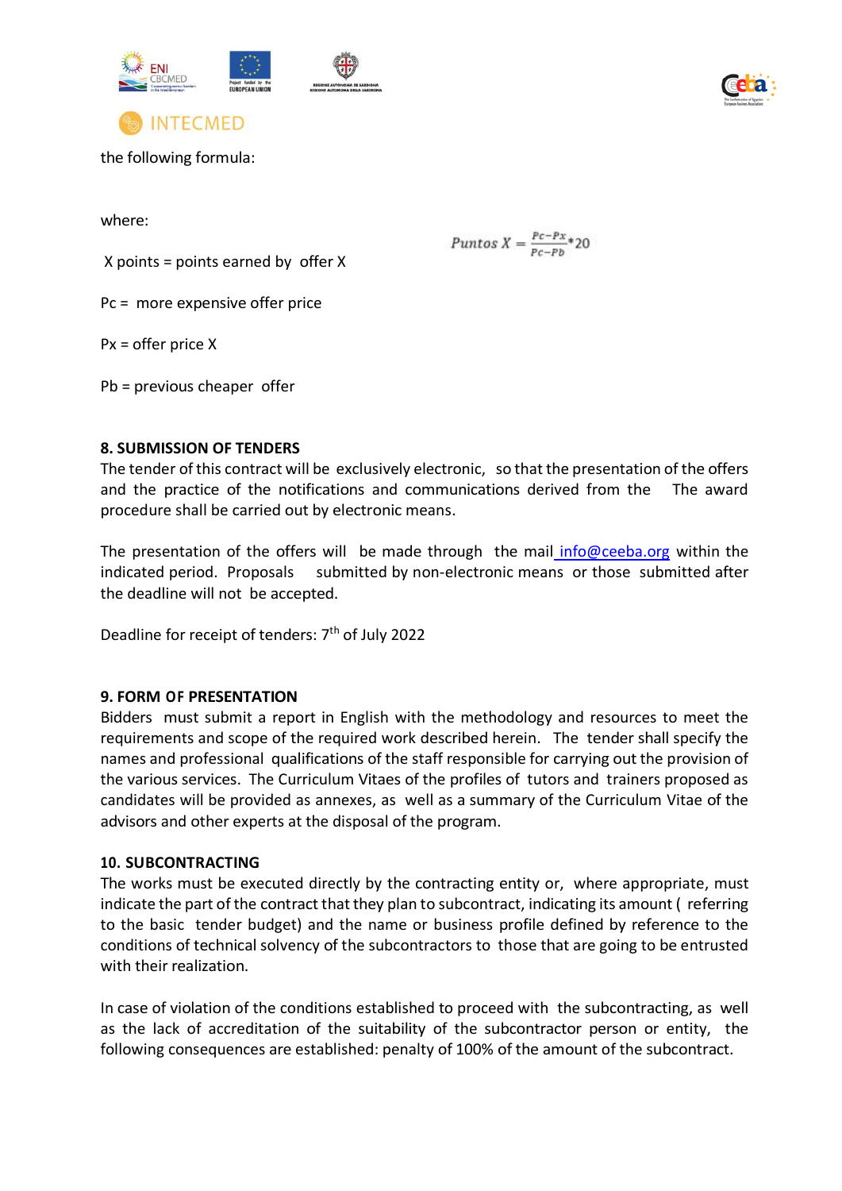the following formula:

$$Puntos\ X = \frac{Pc - Px}{Pc - Pb} * 20$$

where:

X points = points earned by offer X

Pc = more expensive offer price

Px = offer price X

Pb = previous cheaper offer

**8. SUBMISSION OF TENDERS**

The tender of this contract will be exclusively electronic, so that the presentation of the offers and the practice of the notifications and communications derived from the The award procedure shall be carried out by electronic means.

The presentation of the offers will be made through the mail info@ceeba.org within the indicated period. Proposals submitted by non-electronic means or those submitted after the deadline will not be accepted.

Deadline for receipt of tenders: 7th of July 2022

**9. FORM OF PRESENTATION**

Bidders must submit a report in English with the methodology and resources to meet the requirements and scope of the required work described herein. The tender shall specify the names and professional qualifications of the staff responsible for carrying out the provision of the various services. The Curriculum Vitaes of the profiles of tutors and trainers proposed as candidates will be provided as annexes, as well as a summary of the Curriculum Vitae of the advisors and other experts at the disposal of the program.

**10. SUBCONTRACTING**

The works must be executed directly by the contracting entity or, where appropriate, must indicate the part of the contract that they plan to subcontract, indicating its amount ( referring to the basic tender budget) and the name or business profile defined by reference to the conditions of technical solvency of the subcontractors to those that are going to be entrusted with their realization.

In case of violation of the conditions established to proceed with the subcontracting, as well as the lack of accreditation of the suitability of the subcontractor person or entity, the following consequences are established: penalty of 100% of the amount of the subcontract.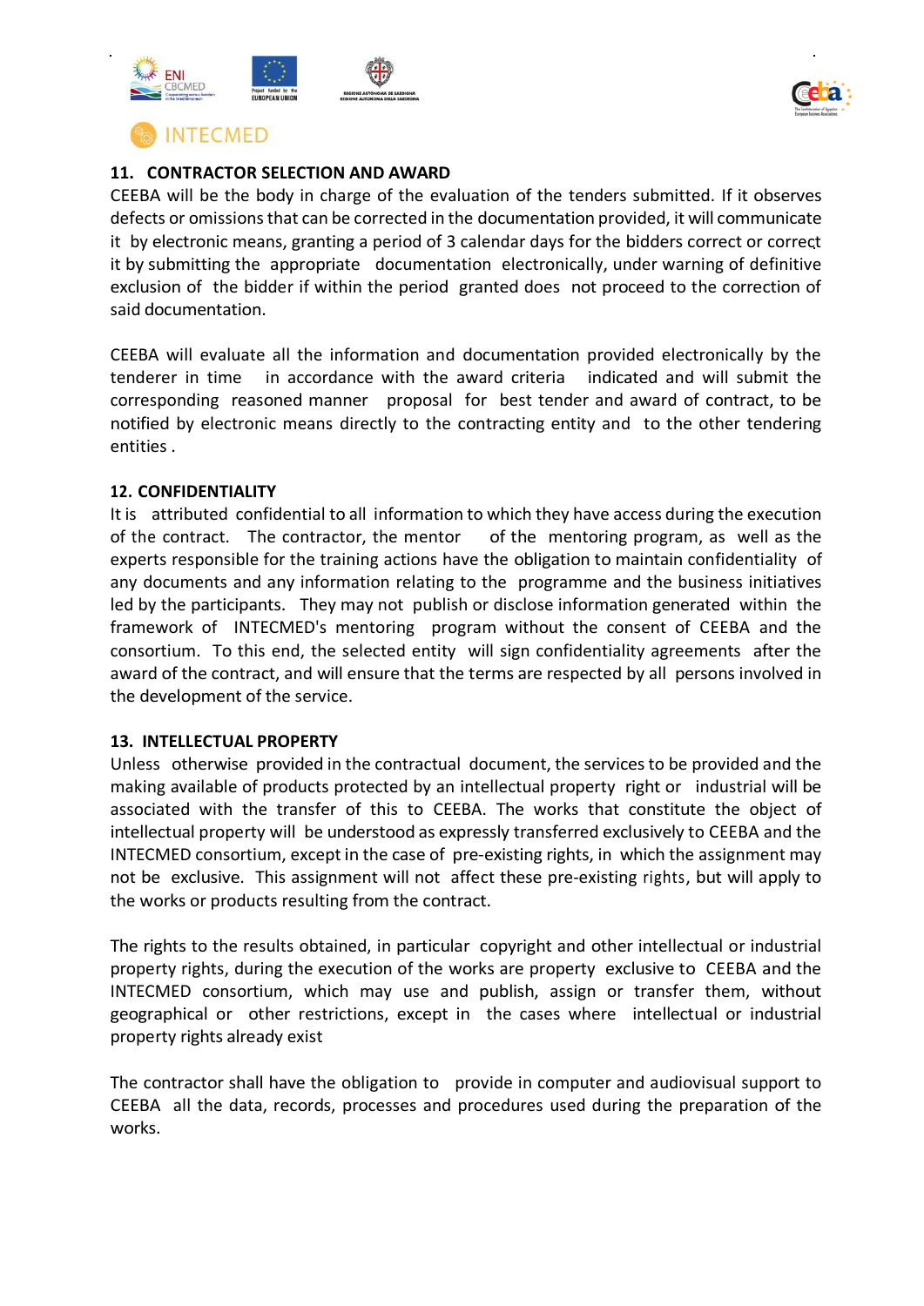## 11. CONTRACTOR SELECTION AND AWARD

CEEBA will be the body in charge of the evaluation of the tenders submitted. If it observes defects or omissions that can be corrected in the documentation provided, it will communicate it by electronic means, granting a period of 3 calendar days for the bidders correct or correct it by submitting the appropriate documentation electronically, under warning of definitive exclusion of the bidder if within the period granted does not proceed to the correction of said documentation.

CEEBA will evaluate all the information and documentation provided electronically by the tenderer in time in accordance with the award criteria indicated and will submit the corresponding reasoned manner proposal for best tender and award of contract, to be notified by electronic means directly to the contracting entity and to the other tendering entities .

## 12. CONFIDENTIALITY

It is attributed confidential to all information to which they have access during the execution of the contract. The contractor, the mentor of the mentoring program, as well as the experts responsible for the training actions have the obligation to maintain confidentiality of any documents and any information relating to the programme and the business initiatives led by the participants. They may not publish or disclose information generated within the framework of INTECMED's mentoring program without the consent of CEEBA and the consortium. To this end, the selected entity will sign confidentiality agreements after the award of the contract, and will ensure that the terms are respected by all persons involved in the development of the service.

## 13. INTELLECTUAL PROPERTY

Unless otherwise provided in the contractual document, the services to be provided and the making available of products protected by an intellectual property right or industrial will be associated with the transfer of this to CEEBA. The works that constitute the object of intellectual property will be understood as expressly transferred exclusively to CEEBA and the INTECMED consortium, except in the case of pre-existing rights, in which the assignment may not be exclusive. This assignment will not affect these pre-existing rights, but will apply to the works or products resulting from the contract.

The rights to the results obtained, in particular copyright and other intellectual or industrial property rights, during the execution of the works are property exclusive to CEEBA and the INTECMED consortium, which may use and publish, assign or transfer them, without geographical or other restrictions, except in the cases where intellectual or industrial property rights already exist

The contractor shall have the obligation to provide in computer and audiovisual support to CEEBA all the data, records, processes and procedures used during the preparation of the works.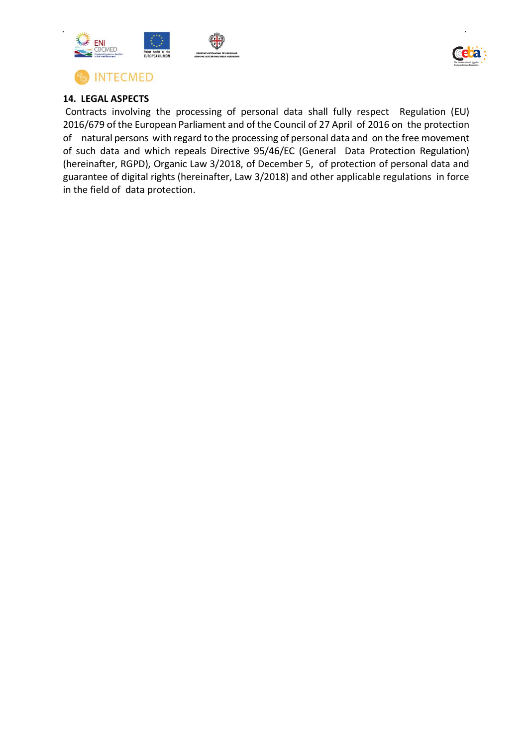## 14. LEGAL ASPECTS

Contracts involving the processing of personal data shall fully respect Regulation (EU) 2016/679 of the European Parliament and of the Council of 27 April of 2016 on the protection of natural persons with regard to the processing of personal data and on the free movement of such data and which repeals Directive 95/46/EC (General Data Protection Regulation) (hereinafter, RGPD), Organic Law 3/2018, of December 5, of protection of personal data and guarantee of digital rights (hereinafter, Law 3/2018) and other applicable regulations in force in the field of data protection.